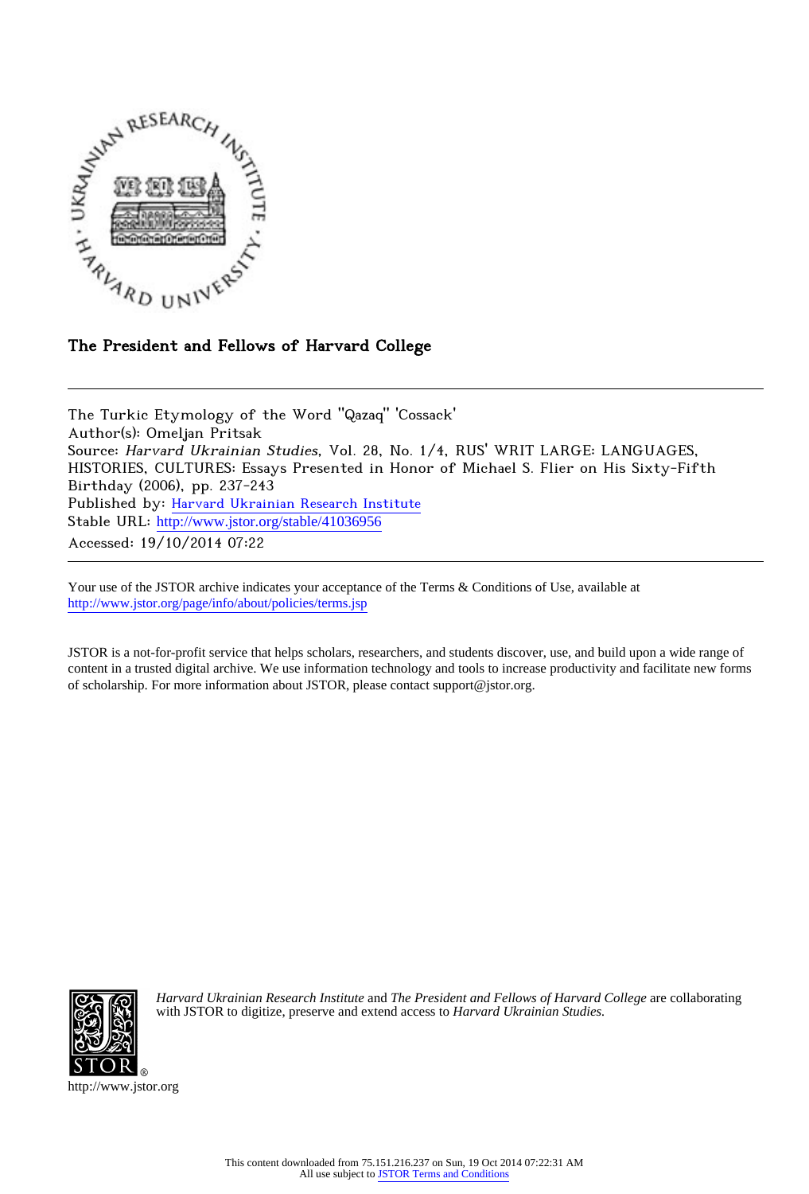The President and Fellows of Harvard College

The Turkic Etymology of the Word "Qazaq" 'Cossack'
Author(s): Omeljan Pritsak
Source: *Harvard Ukrainian Studies*, Vol. 28, No. 1/4, RUS' WRIT LARGE: LANGUAGES, HISTORIES, CULTURES: Essays Presented in Honor of Michael S. Flier on His Sixty-Fifth Birthday (2006), pp. 237-243
Published by: Harvard Ukrainian Research Institute
Stable URL: http://www.jstor.org/stable/41036956
Accessed: 19/10/2014 07:22

---

Your use of the JSTOR archive indicates your acceptance of the Terms & Conditions of Use, available at http://www.jstor.org/page/info/about/policies/terms.jsp

JSTOR is a not-for-profit service that helps scholars, researchers, and students discover, use, and build upon a wide range of content in a trusted digital archive. We use information technology and tools to increase productivity and facilitate new forms of scholarship. For more information about JSTOR, please contact support@jstor.org.

*Harvard Ukrainian Research Institute* and *The President and Fellows of Harvard College* are collaborating with JSTOR to digitize, preserve and extend access to *Harvard Ukrainian Studies.*

http://www.jstor.org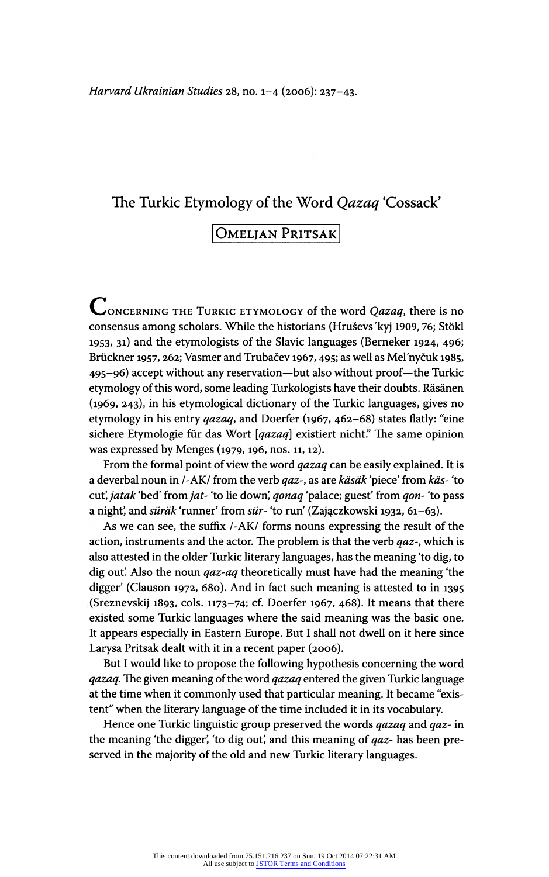*Harvard Ukrainian Studies* 28, no. 1–4 (2006): 237–43.

# The Turkic Etymology of the Word *Qazaq* 'Cossack'

## Omeljan Pritsak

Concerning the Turkic etymology of the word *Qazaq*, there is no consensus among scholars. While the historians (Hruševs´kyj 1909, 76; Stökl 1953, 31) and the etymologists of the Slavic languages (Berneker 1924, 496; Brückner 1957, 262; Vasmer and Trubačev 1967, 495; as well as Mel´nyčuk 1985, 495–96) accept without any reservation—but also without proof—the Turkic etymology of this word, some leading Turkologists have their doubts. Räsänen (1969, 243), in his etymological dictionary of the Turkic languages, gives no etymology in his entry *qazaq*, and Doerfer (1967, 462–68) states flatly: "eine sichere Etymologie für das Wort [*qazaq*] existiert nicht." The same opinion was expressed by Menges (1979, 196, nos. 11, 12).

From the formal point of view the word *qazaq* can be easily explained. It is a deverbal noun in /-AK/ from the verb *qaz-*, as are *käsäk* 'piece' from *käs-* 'to cut', *jatak* 'bed' from *jat-* 'to lie down', *qonaq* 'palace; guest' from *qon-* 'to pass a night', and *süräk* 'runner' from *sür-* 'to run' (Zajączkowski 1932, 61–63).

As we can see, the suffix /-AK/ forms nouns expressing the result of the action, instruments and the actor. The problem is that the verb *qaz-*, which is also attested in the older Turkic literary languages, has the meaning 'to dig, to dig out'. Also the noun *qaz-aq* theoretically must have had the meaning 'the digger' (Clauson 1972, 680). And in fact such meaning is attested to in 1395 (Sreznevskij 1893, cols. 1173–74; cf. Doerfer 1967, 468). It means that there existed some Turkic languages where the said meaning was the basic one. It appears especially in Eastern Europe. But I shall not dwell on it here since Larysa Pritsak dealt with it in a recent paper (2006).

But I would like to propose the following hypothesis concerning the word *qazaq*. The given meaning of the word *qazaq* entered the given Turkic language at the time when it commonly used that particular meaning. It became "existent" when the literary language of the time included it in its vocabulary.

Hence one Turkic linguistic group preserved the words *qazaq* and *qaz-* in the meaning 'the digger', 'to dig out', and this meaning of *qaz-* has been preserved in the majority of the old and new Turkic literary languages.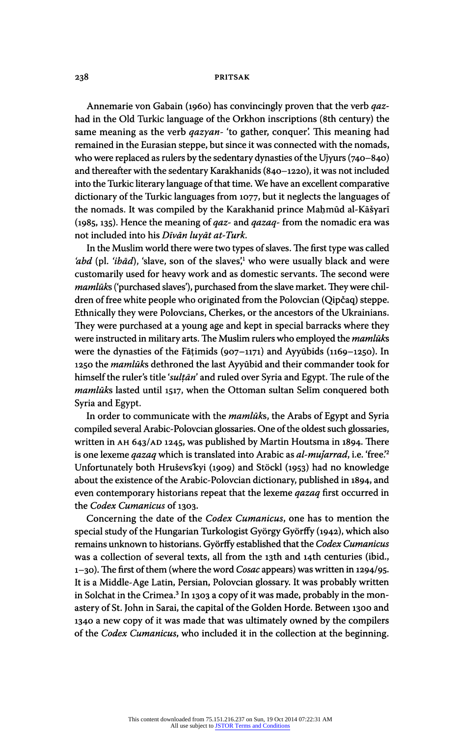Annemarie von Gabain (1960) has convincingly proven that the verb *qaz-* had in the Old Turkic language of the Orkhon inscriptions (8th century) the same meaning as the verb *qazγan-* 'to gather, conquer'. This meaning had remained in the Eurasian steppe, but since it was connected with the nomads, who were replaced as rulers by the sedentary dynasties of the Ujγurs (740–840) and thereafter with the sedentary Karakhanids (840–1220), it was not included into the Turkic literary language of that time. We have an excellent comparative dictionary of the Turkic languages from 1077, but it neglects the languages of the nomads. It was compiled by the Karakhanid prince Maḥmūd al-Kāšγarī (1985, 135). Hence the meaning of *qaz-* and *qazaq-* from the nomadic era was not included into his *Dīvān luγāt at-Turk*.

In the Muslim world there were two types of slaves. The first type was called *'abd* (pl. *'ibād*), 'slave, son of the slaves',[1] who were usually black and were customarily used for heavy work and as domestic servants. The second were *mamlūk*s ('purchased slaves'), purchased from the slave market. They were children of free white people who originated from the Polovcian (Qipčaq) steppe. Ethnically they were Polovcians, Cherkes, or the ancestors of the Ukrainians. They were purchased at a young age and kept in special barracks where they were instructed in military arts. The Muslim rulers who employed the *mamlūk*s were the dynasties of the Fāṭimids (907–1171) and Ayyūbids (1169–1250). In 1250 the *mamlūk*s dethroned the last Ayyūbid and their commander took for himself the ruler's title '*sulṭān*' and ruled over Syria and Egypt. The rule of the *mamlūk*s lasted until 1517, when the Ottoman sultan Selīm conquered both Syria and Egypt.

In order to communicate with the *mamlūk*s, the Arabs of Egypt and Syria compiled several Arabic-Polovcian glossaries. One of the oldest such glossaries, written in AH 643/AD 1245, was published by Martin Houtsma in 1894. There is one lexeme *qazaq* which is translated into Arabic as *al-muǰarrad*, i.e. 'free'.[2] Unfortunately both Hruševs'kyi (1909) and Stöckl (1953) had no knowledge about the existence of the Arabic-Polovcian dictionary, published in 1894, and even contemporary historians repeat that the lexeme *qazaq* first occurred in the *Codex Cumanicus* of 1303.

Concerning the date of the *Codex Cumanicus*, one has to mention the special study of the Hungarian Turkologist György Györffy (1942), which also remains unknown to historians. Györffy established that the *Codex Cumanicus* was a collection of several texts, all from the 13th and 14th centuries (ibid., 1–30). The first of them (where the word *Cosac* appears) was written in 1294/95. It is a Middle-Age Latin, Persian, Polovcian glossary. It was probably written in Solchat in the Crimea.[3] In 1303 a copy of it was made, probably in the monastery of St. John in Sarai, the capital of the Golden Horde. Between 1300 and 1340 a new copy of it was made that was ultimately owned by the compilers of the *Codex Cumanicus*, who included it in the collection at the beginning.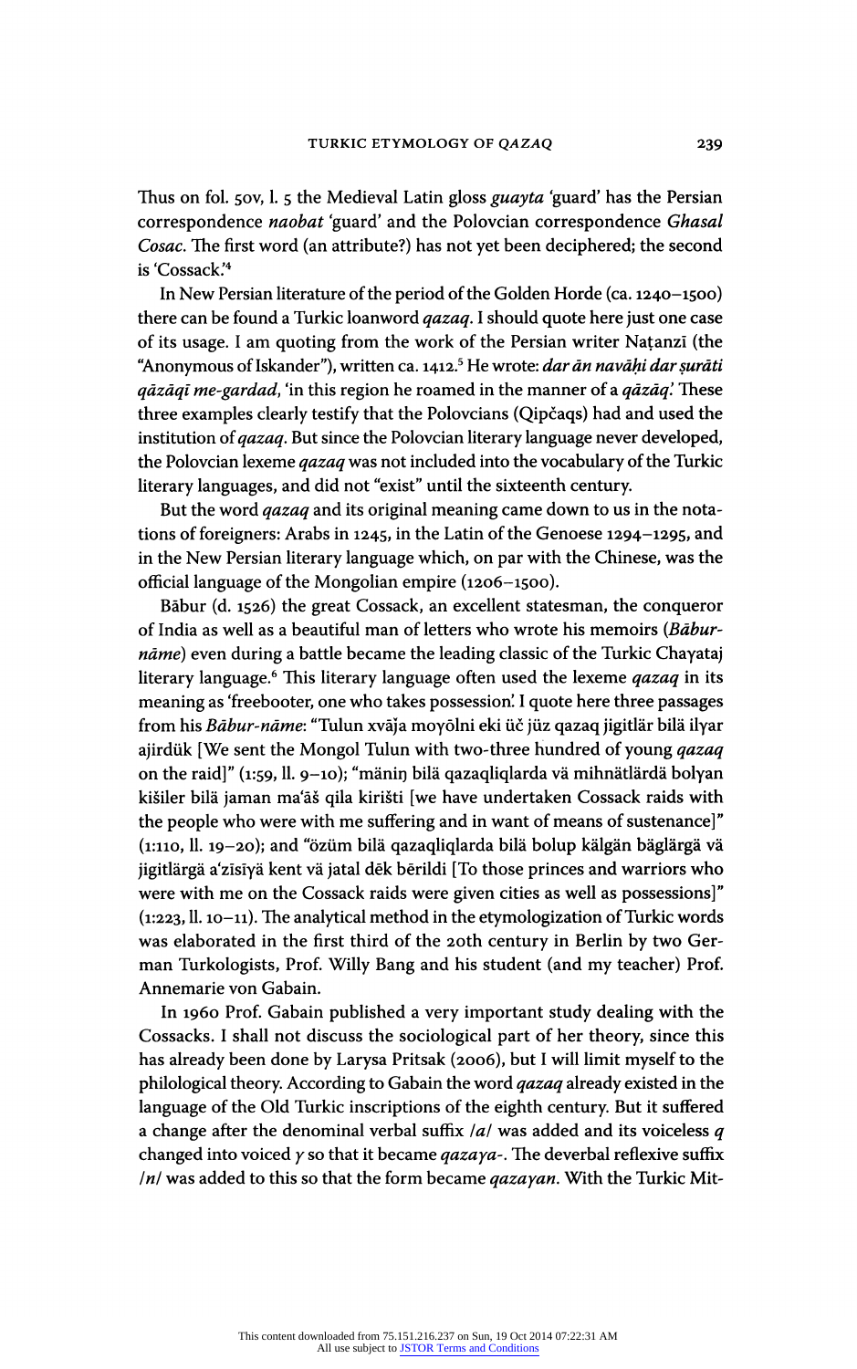Thus on fol. 50v, l. 5 the Medieval Latin gloss *guayta* 'guard' has the Persian correspondence *naobat* 'guard' and the Polovcian correspondence *Ghasal Cosac*. The first word (an attribute?) has not yet been deciphered; the second is 'Cossack.'[4]

In New Persian literature of the period of the Golden Horde (ca. 1240–1500) there can be found a Turkic loanword *qazaq*. I should quote here just one case of its usage. I am quoting from the work of the Persian writer Naṭanzī (the "Anonymous of Iskander"), written ca. 1412.[5] He wrote: *dar ān navāḥi dar ṣurāti qāzāqī me-gardad*, 'in this region he roamed in the manner of a *qāzāq*.' These three examples clearly testify that the Polovcians (Qipčaqs) had and used the institution of *qazaq*. But since the Polovcian literary language never developed, the Polovcian lexeme *qazaq* was not included into the vocabulary of the Turkic literary languages, and did not "exist" until the sixteenth century.

But the word *qazaq* and its original meaning came down to us in the notations of foreigners: Arabs in 1245, in the Latin of the Genoese 1294–1295, and in the New Persian literary language which, on par with the Chinese, was the official language of the Mongolian empire (1206–1500).

Bābur (d. 1526) the great Cossack, an excellent statesman, the conqueror of India as well as a beautiful man of letters who wrote his memoirs (*Bābur-nāme*) even during a battle became the leading classic of the Turkic Chaγataj literary language.[6] This literary language often used the lexeme *qazaq* in its meaning as 'freebooter, one who takes possession.' I quote here three passages from his *Bābur-nāme*: "Tulun xvāja moγōlni eki üč jüz qazaq jigitlär bilä ilγar ajirdük [We sent the Mongol Tulun with two-three hundred of young *qazaq* on the raid]" (1:59, ll. 9–10); "mäniŋ bilä qazaqliqlarda vä mihnätlärdä bolγan kišiler bilä jaman ma'āš qila kirišti [we have undertaken Cossack raids with the people who were with me suffering and in want of means of sustenance]" (1:110, ll. 19–20); and "özüm bilä qazaqliqlarda bilä bolup kälgän bäglärgä vä jigitlärgä a'zīsīyä kent vä jatal dēk bērildi [To those princes and warriors who were with me on the Cossack raids were given cities as well as possessions]" (1:223, ll. 10–11). The analytical method in the etymologization of Turkic words was elaborated in the first third of the 20th century in Berlin by two German Turkologists, Prof. Willy Bang and his student (and my teacher) Prof. Annemarie von Gabain.

In 1960 Prof. Gabain published a very important study dealing with the Cossacks. I shall not discuss the sociological part of her theory, since this has already been done by Larysa Pritsak (2006), but I will limit myself to the philological theory. According to Gabain the word *qazaq* already existed in the language of the Old Turkic inscriptions of the eighth century. But it suffered a change after the denominal verbal suffix */a/* was added and its voiceless *q* changed into voiced *γ* so that it became *qazaγa-*. The deverbal reflexive suffix */n/* was added to this so that the form became *qazaγan*. With the Turkic Mit-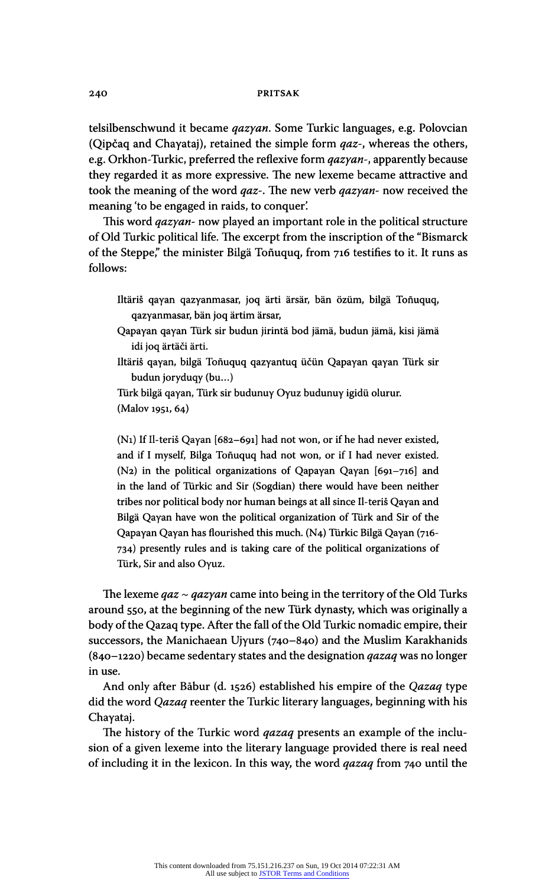telsilbenschwund it became *qazyan*. Some Turkic languages, e.g. Polovcian (Qipčaq and Chayataj), retained the simple form *qaz-*, whereas the others, e.g. Orkhon-Turkic, preferred the reflexive form *qazyan-*, apparently because they regarded it as more expressive. The new lexeme became attractive and took the meaning of the word *qaz-*. The new verb *qazyan-* now received the meaning 'to be engaged in raids, to conquer'.

This word *qazyan-* now played an important role in the political structure of Old Turkic political life. The excerpt from the inscription of the "Bismarck of the Steppe," the minister Bilgä Toñuquq, from 716 testifies to it. It runs as follows:

> Iltäriš qayan qazyanmasar, joq ärti ärsär, bän özüm, bilgä Toñuquq, qazyanmasar, bän joq ärtim ärsar,
> Qapayan qayan Türk sir budun jirintä bod jämä, budun jämä, kisi jämä idi joq ärtäči ärti.
> Iltäriš qayan, bilgä Toñuquq qazyantuq üčün Qapayan qayan Türk sir budun joryduqy (bu…)
> Türk bilgä qayan, Türk sir budunuy Oyuz budunuy igidü olurur.
> (Malov 1951, 64)

> (N1) If Il-teriš Qayan [682–691] had not won, or if he had never existed, and if I myself, Bilga Toñuquq had not won, or if I had never existed. (N2) in the political organizations of Qapayan Qayan [691–716] and in the land of Türkic and Sir (Sogdian) there would have been neither tribes nor political body nor human beings at all since Il-teriš Qayan and Bilgä Qayan have won the political organization of Türk and Sir of the Qapayan Qayan has flourished this much. (N4) Türkic Bilgä Qayan (716-734) presently rules and is taking care of the political organizations of Türk, Sir and also Oyuz.

The lexeme *qaz* ~ *qazyan* came into being in the territory of the Old Turks around 550, at the beginning of the new Türk dynasty, which was originally a body of the Qazaq type. After the fall of the Old Turkic nomadic empire, their successors, the Manichaean Ujyurs (740–840) and the Muslim Karakhanids (840–1220) became sedentary states and the designation *qazaq* was no longer in use.

And only after Bābur (d. 1526) established his empire of the *Qazaq* type did the word *Qazaq* reenter the Turkic literary languages, beginning with his Chayataj.

The history of the Turkic word *qazaq* presents an example of the inclusion of a given lexeme into the literary language provided there is real need of including it in the lexicon. In this way, the word *qazaq* from 740 until the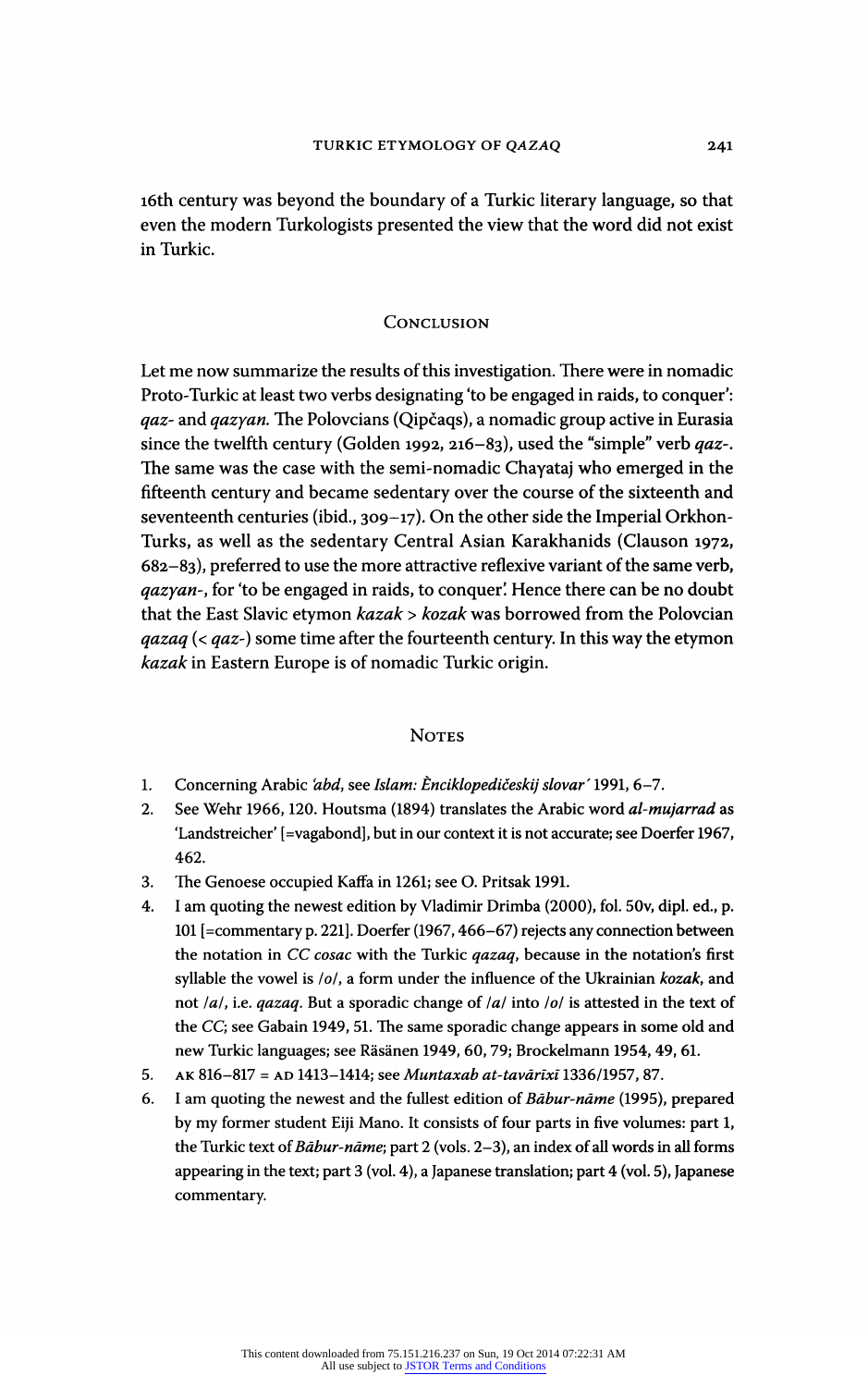16th century was beyond the boundary of a Turkic literary language, so that even the modern Turkologists presented the view that the word did not exist in Turkic.

## Conclusion

Let me now summarize the results of this investigation. There were in nomadic Proto-Turkic at least two verbs designating 'to be engaged in raids, to conquer': *qaz-* and *qazyan*. The Polovcians (Qipčaqs), a nomadic group active in Eurasia since the twelfth century (Golden 1992, 216–83), used the "simple" verb *qaz-*. The same was the case with the semi-nomadic Chayataj who emerged in the fifteenth century and became sedentary over the course of the sixteenth and seventeenth centuries (ibid., 309–17). On the other side the Imperial Orkhon-Turks, as well as the sedentary Central Asian Karakhanids (Clauson 1972, 682–83), preferred to use the more attractive reflexive variant of the same verb, *qazyan-*, for 'to be engaged in raids, to conquer.' Hence there can be no doubt that the East Slavic etymon *kazak* > *kozak* was borrowed from the Polovcian *qazaq* (< *qaz-*) some time after the fourteenth century. In this way the etymon *kazak* in Eastern Europe is of nomadic Turkic origin.

## Notes

1. Concerning Arabic *'abd*, see *Islam: Ènciklopedičeskij slovar'* 1991, 6–7.
2. See Wehr 1966, 120. Houtsma (1894) translates the Arabic word ***al-mujarrad*** as 'Landstreicher' [=vagabond], but in our context it is not accurate; see Doerfer 1967, 462.
3. The Genoese occupied Kaffa in 1261; see O. Pritsak 1991.
4. I am quoting the newest edition by Vladimir Drimba (2000), fol. 50v, dipl. ed., p. 101 [=commentary p. 221]. Doerfer (1967, 466–67) rejects any connection between the notation in *CC cosac* with the Turkic *qazaq*, because in the notation's first syllable the vowel is /o/, a form under the influence of the Ukrainian ***kozak***, and not /a/, i.e. *qazaq*. But a sporadic change of /a/ into /o/ is attested in the text of the *CC*; see Gabain 1949, 51. The same sporadic change appears in some old and new Turkic languages; see Räsänen 1949, 60, 79; Brockelmann 1954, 49, 61.
5. AK 816–817 = AD 1413–1414; see *Muntaxab at-tavārīxī* 1336/1957, 87.
6. I am quoting the newest and the fullest edition of *Bābur-nāme* (1995), prepared by my former student Eiji Mano. It consists of four parts in five volumes: part 1, the Turkic text of *Bābur-nāme*; part 2 (vols. 2–3), an index of all words in all forms appearing in the text; part 3 (vol. 4), a Japanese translation; part 4 (vol. 5), Japanese commentary.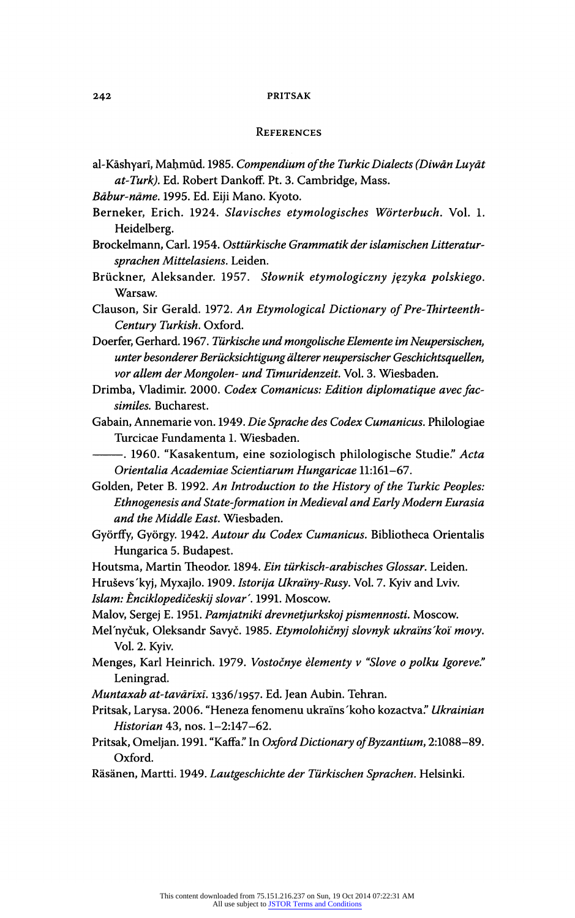## References

al-Kāshyarī, Maḥmūd. 1985. *Compendium of the Turkic Dialects (Diwān Luyāt at-Turk)*. Ed. Robert Dankoff. Pt. 3. Cambridge, Mass.

*Bābur-nāme*. 1995. Ed. Eiji Mano. Kyoto.

Berneker, Erich. 1924. *Slavisches etymologisches Wörterbuch*. Vol. 1. Heidelberg.

Brockelmann, Carl. 1954. *Osttürkische Grammatik der islamischen Litteratursprachen Mittelasiens*. Leiden.

Brückner, Aleksander. 1957. *Słownik etymologiczny języka polskiego*. Warsaw.

Clauson, Sir Gerald. 1972. *An Etymological Dictionary of Pre-Thirteenth-Century Turkish*. Oxford.

Doerfer, Gerhard. 1967. *Türkische und mongolische Elemente im Neupersischen, unter besonderer Berücksichtigung älterer neupersischer Geschichtsquellen, vor allem der Mongolen- und Timuridenzeit*. Vol. 3. Wiesbaden.

Drimba, Vladimir. 2000. *Codex Comanicus: Edition diplomatique avec fac-similes*. Bucharest.

Gabain, Annemarie von. 1949. *Die Sprache des Codex Cumanicus*. Philologiae Turcicae Fundamenta 1. Wiesbaden.

———. 1960. "Kasakentum, eine soziologisch philologische Studie." *Acta Orientalia Academiae Scientiarum Hungaricae* 11:161–67.

Golden, Peter B. 1992. *An Introduction to the History of the Turkic Peoples: Ethnogenesis and State-formation in Medieval and Early Modern Eurasia and the Middle East*. Wiesbaden.

Györffy, György. 1942. *Autour du Codex Cumanicus*. Bibliotheca Orientalis Hungarica 5. Budapest.

Houtsma, Martin Theodor. 1894. *Ein türkisch-arabisches Glossar*. Leiden.

Hruševs´kyj, Myxajlo. 1909. *Istorija Ukraïny-Rusy*. Vol. 7. Kyiv and Lviv.

*Islam: Ènciklopedičeskij slovar´*. 1991. Moscow.

Malov, Sergej E. 1951. *Pamjatniki drevnetjurkskoj pismennosti*. Moscow.

Mel´nyčuk, Oleksandr Savyč. 1985. *Etymolohičnyj slovnyk ukraïns´koï movy*. Vol. 2. Kyiv.

Menges, Karl Heinrich. 1979. *Vostočnye èlementy v "Slove o polku Igoreve."* Leningrad.

*Muntaxab at-tavārīxī*. 1336/1957. Ed. Jean Aubin. Tehran.

Pritsak, Larysa. 2006. "Heneza fenomenu ukraïns´koho kozactva." *Ukrainian Historian* 43, nos. 1–2:147–62.

Pritsak, Omeljan. 1991. "Kaffa." In *Oxford Dictionary of Byzantium*, 2:1088–89. Oxford.

Räsänen, Martti. 1949. *Lautgeschichte der Türkischen Sprachen*. Helsinki.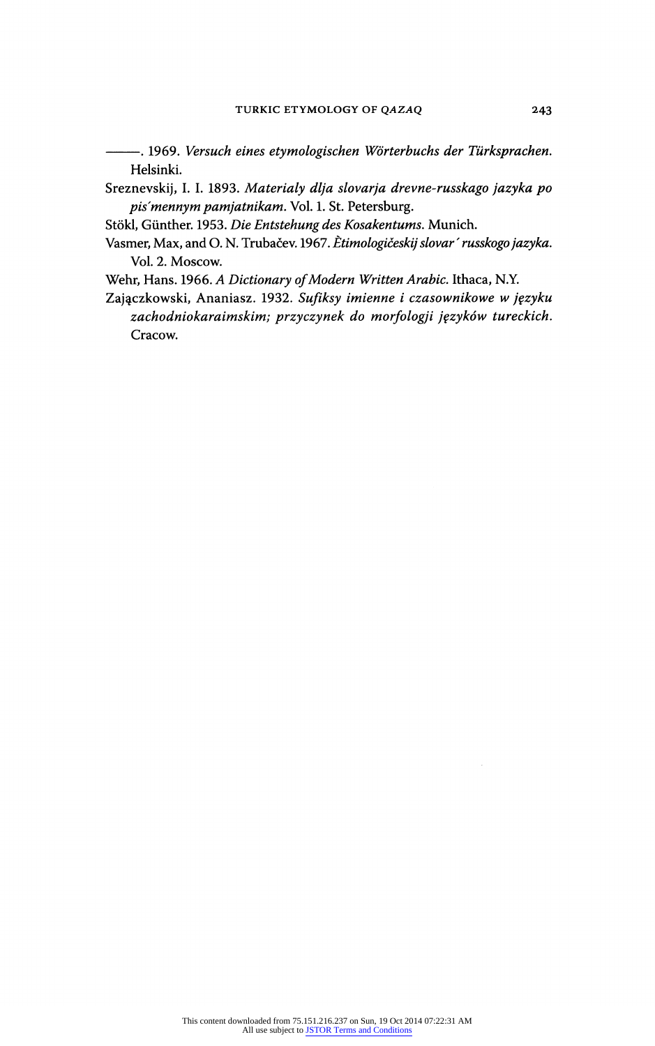———. 1969. *Versuch eines etymologischen Wörterbuchs der Türksprachen*. Helsinki.

Sreznevskij, I. I. 1893. *Materialy dlja slovarja drevne-russkago jazyka po pis′mennym pamjatnikam*. Vol. 1. St. Petersburg.

Stökl, Günther. 1953. *Die Entstehung des Kosakentums*. Munich.

Vasmer, Max, and O. N. Trubačev. 1967. *Ètimologičeskij slovar′ russkogo jazyka*. Vol. 2. Moscow.

Wehr, Hans. 1966. *A Dictionary of Modern Written Arabic*. Ithaca, N.Y.

Zajączkowski, Ananiasz. 1932. *Sufiksy imienne i czasownikowe w języku zachodniokaraimskim; przyczynek do morfologji języków tureckich*. Cracow.